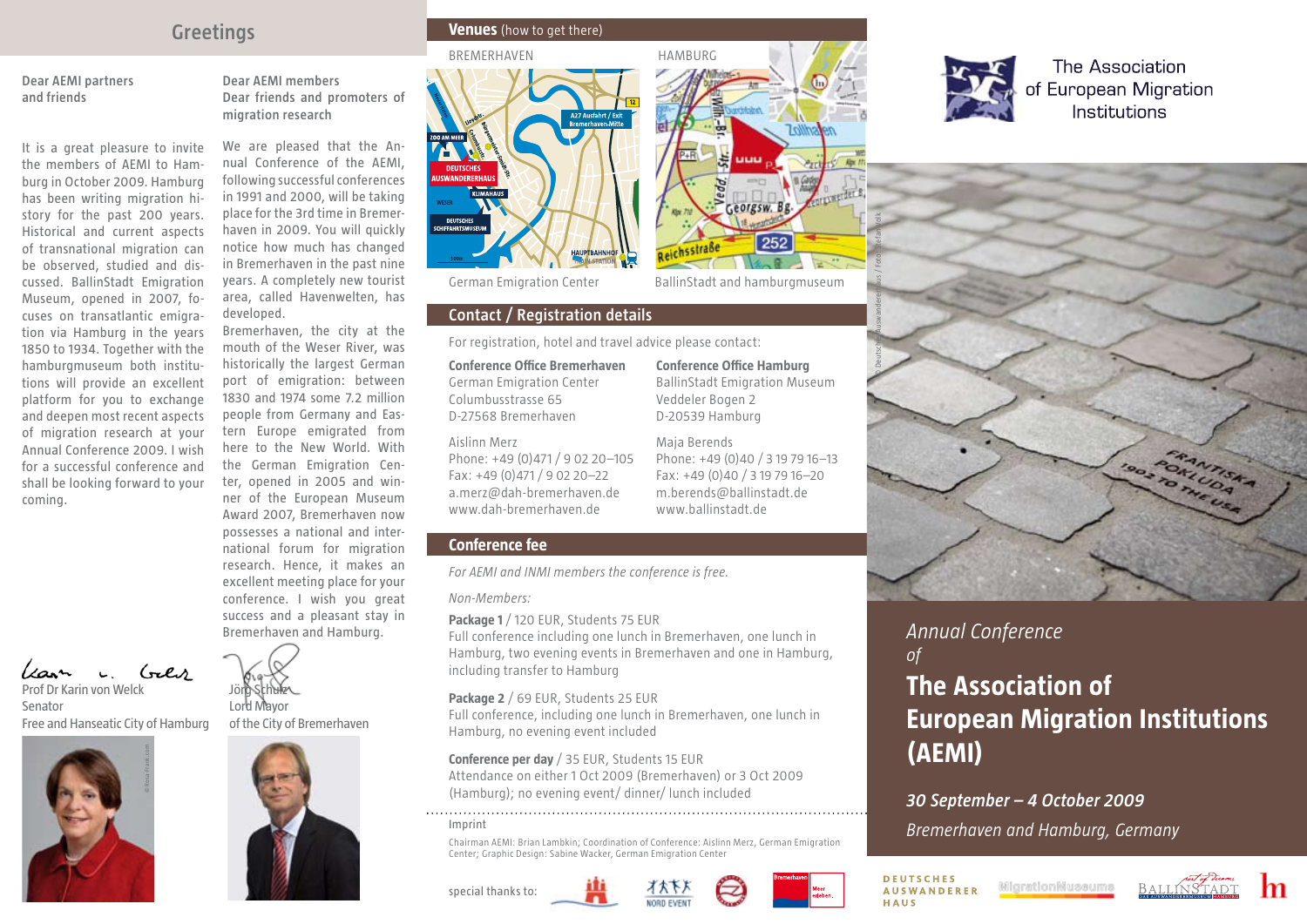## Greetings

**Dear AEMI partners and friends**

It is a great pleasure to invite the members of AEMI to Hamburg in October 2009. Hamburg has been writing migration history for the past 200 years. Historical and current aspects of transnational migration can be observed, studied and discussed. BallinStadt Emigration Museum, opened in 2007, focuses on transatlantic emigration via Hamburg in the years 1850 to 1934. Together with the hamburgmuseum both institutions will provide an excellent platform for you to exchange and deepen most recent aspects of migration research at your Annual Conference 2009. I wish for a successful conference and shall be looking forward to your coming.

Prof Dr Karin von Welck
Senator
Free and Hanseatic City of Hamburg

**Dear AEMI members**
**Dear friends and promoters of migration research**

We are pleased that the Annual Conference of the AEMI, following successful conferences in 1991 and 2000, will be taking place for the 3rd time in Bremerhaven in 2009. You will quickly notice how much has changed in Bremerhaven in the past nine years. A completely new tourist area, called Havenwelten, has developed.
Bremerhaven, the city at the mouth of the Weser River, was historically the largest German port of emigration: between 1830 and 1974 some 7.2 million people from Germany and Eastern Europe emigrated from here to the New World. With the German Emigration Center, opened in 2005 and winner of the European Museum Award 2007, Bremerhaven now possesses a national and international forum for migration research. Hence, it makes an excellent meeting place for your conference. I wish you great success and a pleasant stay in Bremerhaven and Hamburg.

Jörg Schulz
Lord Mayor
of the City of Bremerhaven

## Venues (how to get there)

BREMERHAVEN

German Emigration Center

HAMBURG

BallinStadt and hamburgmuseum

## Contact / Registration details

For registration, hotel and travel advice please contact:

**Conference Office Bremerhaven**
German Emigration Center
Columbusstrasse 65
D-27568 Bremerhaven

Aislinn Merz
Phone: +49 (0)471 / 9 02 20–105
Fax: +49 (0)471 / 9 02 20–22
a.merz@dah-bremerhaven.de
www.dah-bremerhaven.de

**Conference Office Hamburg**
BallinStadt Emigration Museum
Veddeler Bogen 2
D-20539 Hamburg

Maja Berends
Phone: +49 (0)40 / 3 19 79 16–13
Fax: +49 (0)40 / 3 19 79 16–20
m.berends@ballinstadt.de
www.ballinstadt.de

## Conference fee

*For AEMI and INMI members the conference is free.*

*Non-Members:*

**Package 1** / 120 EUR, Students 75 EUR
Full conference including one lunch in Bremerhaven, one lunch in Hamburg, two evening events in Bremerhaven and one in Hamburg, including transfer to Hamburg

**Package 2** / 69 EUR, Students 25 EUR
Full conference, including one lunch in Bremerhaven, one lunch in Hamburg, no evening event included

**Conference per day** / 35 EUR, Students 15 EUR
Attendance on either 1 Oct 2009 (Bremerhaven) or 3 Oct 2009 (Hamburg); no evening event/ dinner/ lunch included

Imprint

Chairman AEMI: Brian Lambkin; Coordination of Conference: Aislinn Merz, German Emigration Center; Graphic Design: Sabine Wacker, German Emigration Center

special thanks to:

The Association of European Migration Institutions

*Annual Conference of*

# The Association of European Migration Institutions (AEMI)

***30 September – 4 October 2009***

*Bremerhaven and Hamburg, Germany*

DEUTSCHES AUSWANDERER HAUS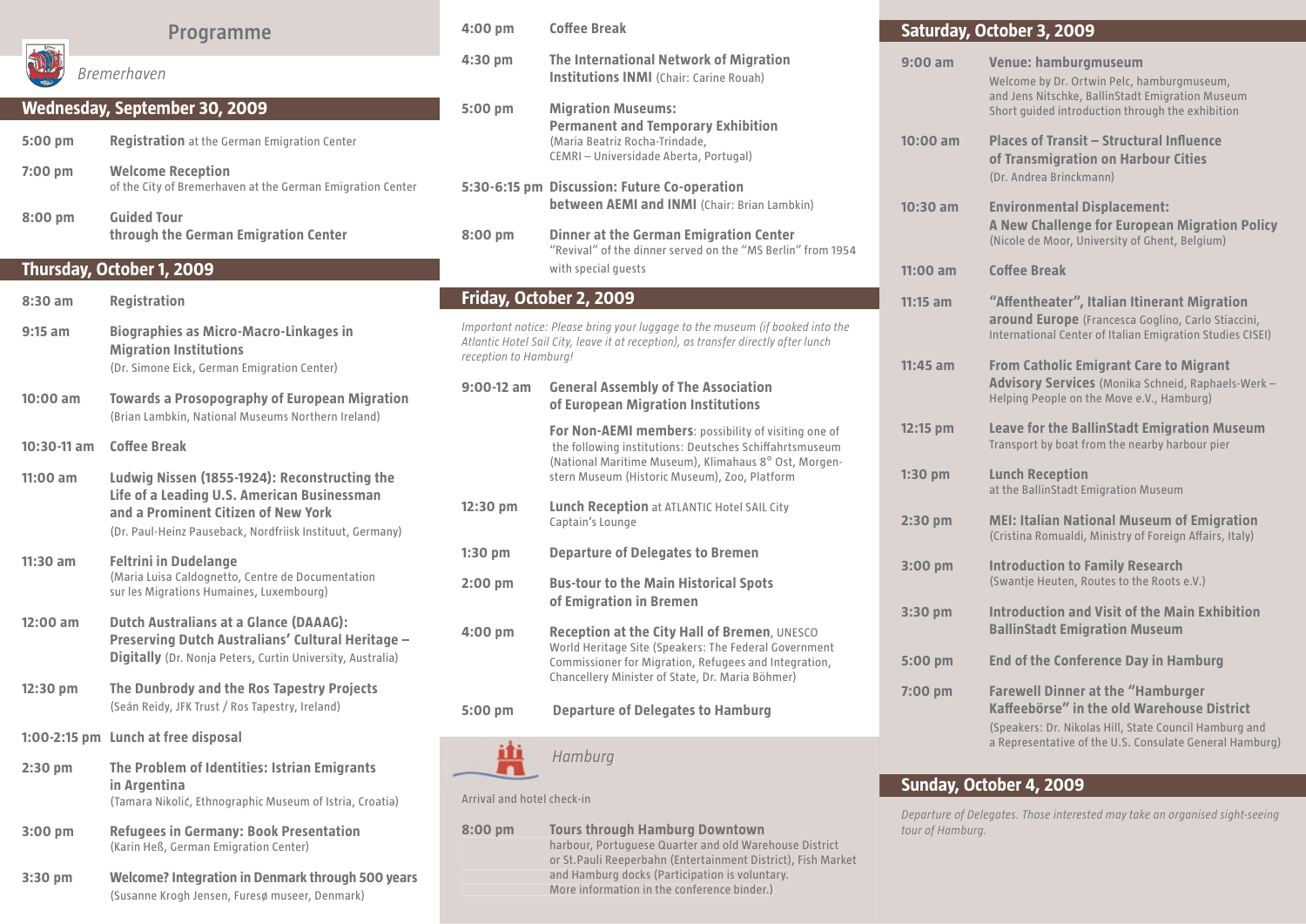# Programme

*Bremerhaven*

## Wednesday, September 30, 2009

**5:00 pm** **Registration** at the German Emigration Center

**7:00 pm** **Welcome Reception**
of the City of Bremerhaven at the German Emigration Center

**8:00 pm** **Guided Tour through the German Emigration Center**

## Thursday, October 1, 2009

**8:30 am** **Registration**

**9:15 am** **Biographies as Micro-Macro-Linkages in Migration Institutions**
(Dr. Simone Eick, German Emigration Center)

**10:00 am** **Towards a Prosopography of European Migration**
(Brian Lambkin, National Museums Northern Ireland)

**10:30-11 am** **Coffee Break**

**11:00 am** **Ludwig Nissen (1855-1924): Reconstructing the Life of a Leading U.S. American Businessman and a Prominent Citizen of New York**
(Dr. Paul-Heinz Pauseback, Nordfriisk Instituut, Germany)

**11:30 am** **Feltrini in Dudelange**
(Maria Luisa Caldognetto, Centre de Documentation sur les Migrations Humaines, Luxembourg)

**12:00 am** **Dutch Australians at a Glance (DAAAG): Preserving Dutch Australians' Cultural Heritage – Digitally** (Dr. Nonja Peters, Curtin University, Australia)

**12:30 pm** **The Dunbrody and the Ros Tapestry Projects**
(Seán Reidy, JFK Trust / Ros Tapestry, Ireland)

**1:00-2:15 pm** **Lunch at free disposal**

**2:30 pm** **The Problem of Identities: Istrian Emigrants in Argentina**
(Tamara Nikolić, Ethnographic Museum of Istria, Croatia)

**3:00 pm** **Refugees in Germany: Book Presentation**
(Karin Heß, German Emigration Center)

**3:30 pm** **Welcome? Integration in Denmark through 500 years**
(Susanne Krogh Jensen, Furesø museer, Denmark)

**4:00 pm** **Coffee Break**

**4:30 pm** **The International Network of Migration Institutions INMI** (Chair: Carine Rouah)

**5:00 pm** **Migration Museums: Permanent and Temporary Exhibition**
(Maria Beatriz Rocha-Trindade, CEMRI – Universidade Aberta, Portugal)

**5:30-6:15 pm** **Discussion: Future Co-operation between AEMI and INMI** (Chair: Brian Lambkin)

**8:00 pm** **Dinner at the German Emigration Center**
"Revival" of the dinner served on the "MS Berlin" from 1954 with special guests

## Friday, October 2, 2009

*Important notice: Please bring your luggage to the museum (if booked into the Atlantic Hotel Sail City, leave it at reception), as transfer directly after lunch reception to Hamburg!*

**9:00-12 am** **General Assembly of The Association of European Migration Institutions**

**For Non-AEMI members**: possibility of visiting one of the following institutions: Deutsches Schiffahrtsmuseum (National Maritime Museum), Klimahaus 8° Ost, Morgenstern Museum (Historic Museum), Zoo, Platform

**12:30 pm** **Lunch Reception** at ATLANTIC Hotel SAIL City Captain's Lounge

**1:30 pm** **Departure of Delegates to Bremen**

**2:00 pm** **Bus-tour to the Main Historical Spots of Emigration in Bremen**

**4:00 pm** **Reception at the City Hall of Bremen**, UNESCO World Heritage Site (Speakers: The Federal Government Commissioner for Migration, Refugees and Integration, Chancellery Minister of State, Dr. Maria Böhmer)

**5:00 pm** **Departure of Delegates to Hamburg**

*Hamburg*

Arrival and hotel check-in

**8:00 pm** **Tours through Hamburg Downtown**
harbour, Portuguese Quarter and old Warehouse District or St.Pauli Reeperbahn (Entertainment District), Fish Market and Hamburg docks (Participation is voluntary. More information in the conference binder.)

## Saturday, October 3, 2009

**9:00 am** **Venue: hamburgmuseum**
Welcome by Dr. Ortwin Pelc, hamburgmuseum, and Jens Nitschke, BallinStadt Emigration Museum
Short guided introduction through the exhibition

**10:00 am** **Places of Transit – Structural Influence of Transmigration on Harbour Cities**
(Dr. Andrea Brinckmann)

**10:30 am** **Environmental Displacement: A New Challenge for European Migration Policy**
(Nicole de Moor, University of Ghent, Belgium)

**11:00 am** **Coffee Break**

**11:15 am** **"Affentheater", Italian Itinerant Migration around Europe** (Francesca Goglino, Carlo Stiaccini, International Center of Italian Emigration Studies CISEI)

**11:45 am** **From Catholic Emigrant Care to Migrant Advisory Services** (Monika Schneid, Raphaels-Werk – Helping People on the Move e.V., Hamburg)

**12:15 pm** **Leave for the BallinStadt Emigration Museum**
Transport by boat from the nearby harbour pier

**1:30 pm** **Lunch Reception**
at the BallinStadt Emigration Museum

**2:30 pm** **MEI: Italian National Museum of Emigration**
(Cristina Romualdi, Ministry of Foreign Affairs, Italy)

**3:00 pm** **Introduction to Family Research**
(Swantje Heuten, Routes to the Roots e.V.)

**3:30 pm** **Introduction and Visit of the Main Exhibition BallinStadt Emigration Museum**

**5:00 pm** **End of the Conference Day in Hamburg**

**7:00 pm** **Farewell Dinner at the "Hamburger Kaffeebörse" in the old Warehouse District**
(Speakers: Dr. Nikolas Hill, State Council Hamburg and a Representative of the U.S. Consulate General Hamburg)

## Sunday, October 4, 2009

*Departure of Delegates. Those interested may take an organised sight-seeing tour of Hamburg.*